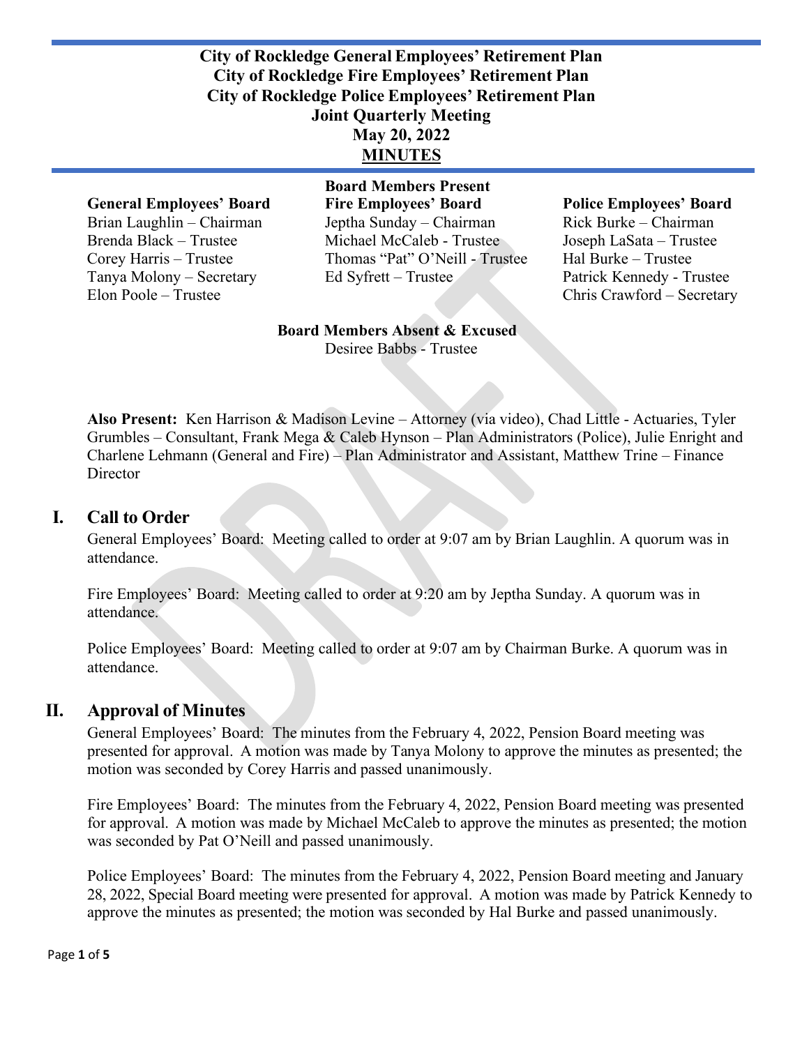# City of Rockledge General Employees' Retirement Plan
# City of Rockledge Fire Employees' Retirement Plan
# City of Rockledge Police Employees' Retirement Plan
# Joint Quarterly Meeting
# May 20, 2022
# MINUTES

**Board Members Present**

| General Employees' Board | Fire Employees' Board | Police Employees' Board |
|---|---|---|
| Brian Laughlin – Chairman | Jeptha Sunday – Chairman | Rick Burke – Chairman |
| Brenda Black – Trustee | Michael McCaleb - Trustee | Joseph LaSata – Trustee |
| Corey Harris – Trustee | Thomas "Pat" O'Neill - Trustee | Hal Burke – Trustee |
| Tanya Molony – Secretary | Ed Syfrett – Trustee | Patrick Kennedy - Trustee |
| Elon Poole – Trustee | | Chris Crawford – Secretary |

**Board Members Absent & Excused**
Desiree Babbs - Trustee

**Also Present:** Ken Harrison & Madison Levine – Attorney (via video), Chad Little - Actuaries, Tyler Grumbles – Consultant, Frank Mega & Caleb Hynson – Plan Administrators (Police), Julie Enright and Charlene Lehmann (General and Fire) – Plan Administrator and Assistant, Matthew Trine – Finance Director

## I. Call to Order

General Employees' Board: Meeting called to order at 9:07 am by Brian Laughlin. A quorum was in attendance.

Fire Employees' Board: Meeting called to order at 9:20 am by Jeptha Sunday. A quorum was in attendance.

Police Employees' Board: Meeting called to order at 9:07 am by Chairman Burke. A quorum was in attendance.

## II. Approval of Minutes

General Employees' Board: The minutes from the February 4, 2022, Pension Board meeting was presented for approval. A motion was made by Tanya Molony to approve the minutes as presented; the motion was seconded by Corey Harris and passed unanimously.

Fire Employees' Board: The minutes from the February 4, 2022, Pension Board meeting was presented for approval. A motion was made by Michael McCaleb to approve the minutes as presented; the motion was seconded by Pat O'Neill and passed unanimously.

Police Employees' Board: The minutes from the February 4, 2022, Pension Board meeting and January 28, 2022, Special Board meeting were presented for approval. A motion was made by Patrick Kennedy to approve the minutes as presented; the motion was seconded by Hal Burke and passed unanimously.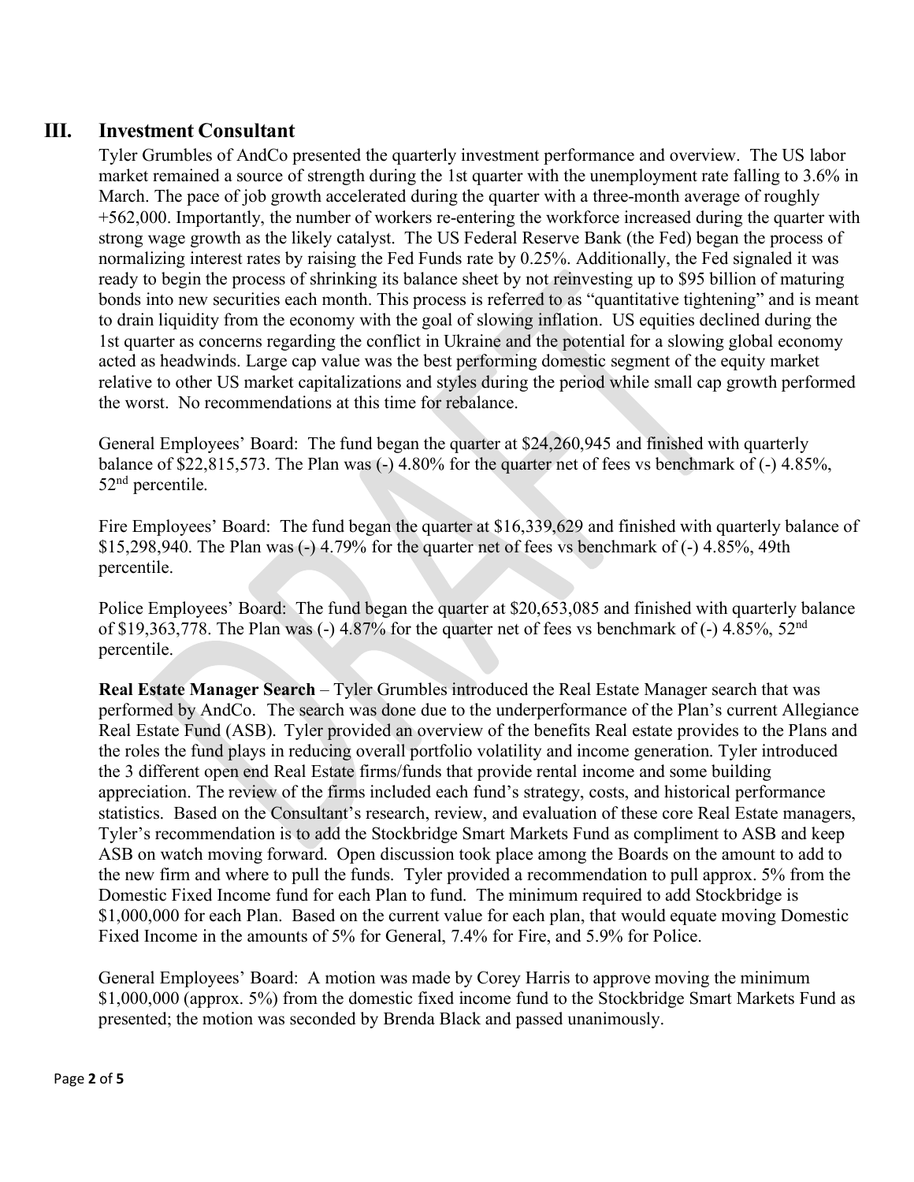## III. Investment Consultant

Tyler Grumbles of AndCo presented the quarterly investment performance and overview. The US labor market remained a source of strength during the 1st quarter with the unemployment rate falling to 3.6% in March. The pace of job growth accelerated during the quarter with a three-month average of roughly +562,000. Importantly, the number of workers re-entering the workforce increased during the quarter with strong wage growth as the likely catalyst. The US Federal Reserve Bank (the Fed) began the process of normalizing interest rates by raising the Fed Funds rate by 0.25%. Additionally, the Fed signaled it was ready to begin the process of shrinking its balance sheet by not reinvesting up to $95 billion of maturing bonds into new securities each month. This process is referred to as "quantitative tightening" and is meant to drain liquidity from the economy with the goal of slowing inflation. US equities declined during the 1st quarter as concerns regarding the conflict in Ukraine and the potential for a slowing global economy acted as headwinds. Large cap value was the best performing domestic segment of the equity market relative to other US market capitalizations and styles during the period while small cap growth performed the worst. No recommendations at this time for rebalance.

General Employees' Board: The fund began the quarter at $24,260,945 and finished with quarterly balance of $22,815,573. The Plan was (-) 4.80% for the quarter net of fees vs benchmark of (-) 4.85%, 52nd percentile.

Fire Employees' Board: The fund began the quarter at $16,339,629 and finished with quarterly balance of $15,298,940. The Plan was (-) 4.79% for the quarter net of fees vs benchmark of (-) 4.85%, 49th percentile.

Police Employees' Board: The fund began the quarter at $20,653,085 and finished with quarterly balance of $19,363,778. The Plan was (-) 4.87% for the quarter net of fees vs benchmark of (-) 4.85%, 52nd percentile.

**Real Estate Manager Search** – Tyler Grumbles introduced the Real Estate Manager search that was performed by AndCo. The search was done due to the underperformance of the Plan's current Allegiance Real Estate Fund (ASB). Tyler provided an overview of the benefits Real estate provides to the Plans and the roles the fund plays in reducing overall portfolio volatility and income generation. Tyler introduced the 3 different open end Real Estate firms/funds that provide rental income and some building appreciation. The review of the firms included each fund's strategy, costs, and historical performance statistics. Based on the Consultant's research, review, and evaluation of these core Real Estate managers, Tyler's recommendation is to add the Stockbridge Smart Markets Fund as compliment to ASB and keep ASB on watch moving forward. Open discussion took place among the Boards on the amount to add to the new firm and where to pull the funds. Tyler provided a recommendation to pull approx. 5% from the Domestic Fixed Income fund for each Plan to fund. The minimum required to add Stockbridge is $1,000,000 for each Plan. Based on the current value for each plan, that would equate moving Domestic Fixed Income in the amounts of 5% for General, 7.4% for Fire, and 5.9% for Police.

General Employees' Board: A motion was made by Corey Harris to approve moving the minimum $1,000,000 (approx. 5%) from the domestic fixed income fund to the Stockbridge Smart Markets Fund as presented; the motion was seconded by Brenda Black and passed unanimously.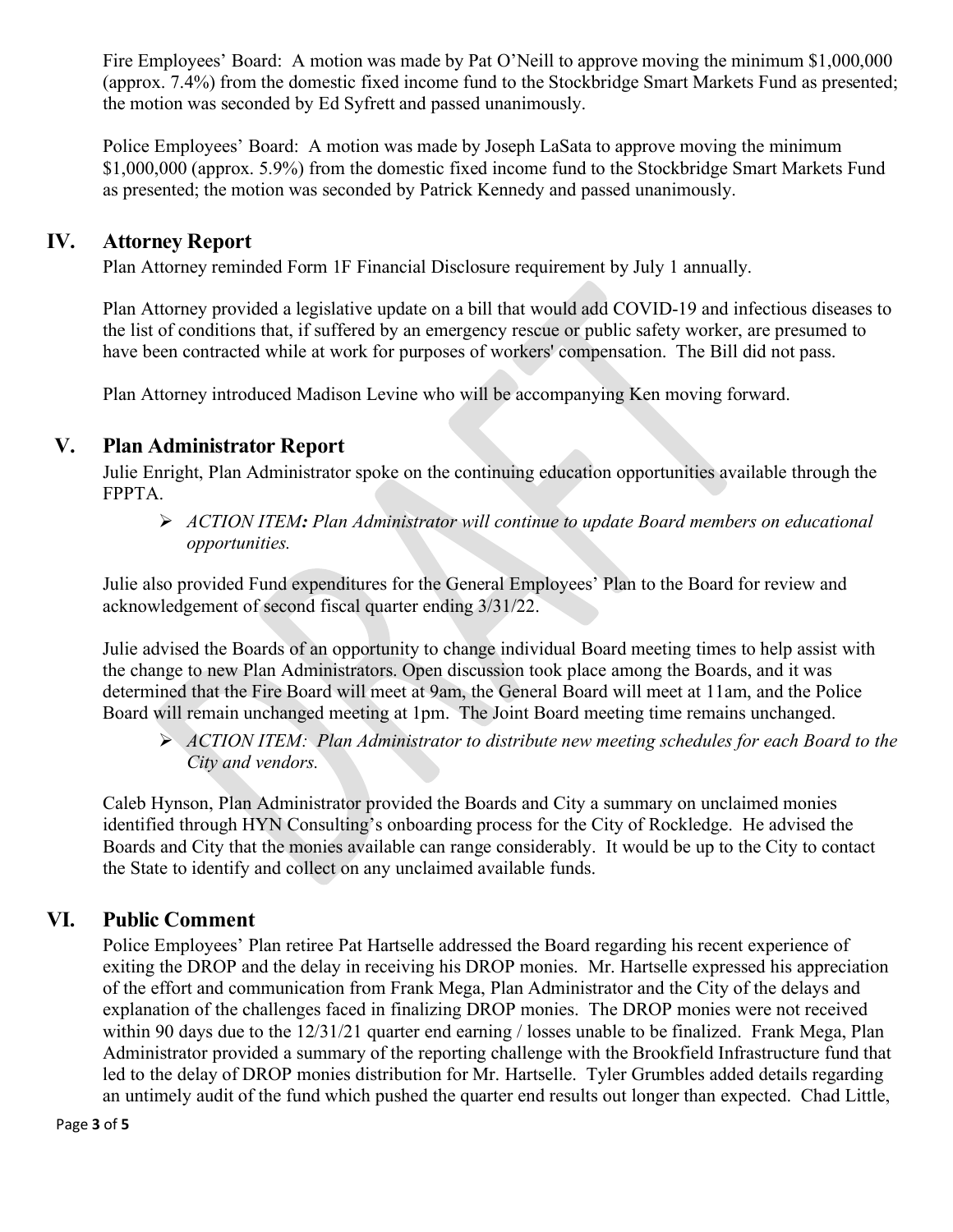Fire Employees' Board: A motion was made by Pat O'Neill to approve moving the minimum $1,000,000 (approx. 7.4%) from the domestic fixed income fund to the Stockbridge Smart Markets Fund as presented; the motion was seconded by Ed Syfrett and passed unanimously.

Police Employees' Board: A motion was made by Joseph LaSata to approve moving the minimum $1,000,000 (approx. 5.9%) from the domestic fixed income fund to the Stockbridge Smart Markets Fund as presented; the motion was seconded by Patrick Kennedy and passed unanimously.

## IV. Attorney Report

Plan Attorney reminded Form 1F Financial Disclosure requirement by July 1 annually.

Plan Attorney provided a legislative update on a bill that would add COVID-19 and infectious diseases to the list of conditions that, if suffered by an emergency rescue or public safety worker, are presumed to have been contracted while at work for purposes of workers' compensation. The Bill did not pass.

Plan Attorney introduced Madison Levine who will be accompanying Ken moving forward.

## V. Plan Administrator Report

Julie Enright, Plan Administrator spoke on the continuing education opportunities available through the FPPTA.

- *ACTION ITEM: Plan Administrator will continue to update Board members on educational opportunities.*

Julie also provided Fund expenditures for the General Employees' Plan to the Board for review and acknowledgement of second fiscal quarter ending 3/31/22.

Julie advised the Boards of an opportunity to change individual Board meeting times to help assist with the change to new Plan Administrators. Open discussion took place among the Boards, and it was determined that the Fire Board will meet at 9am, the General Board will meet at 11am, and the Police Board will remain unchanged meeting at 1pm. The Joint Board meeting time remains unchanged.

- *ACTION ITEM: Plan Administrator to distribute new meeting schedules for each Board to the City and vendors.*

Caleb Hynson, Plan Administrator provided the Boards and City a summary on unclaimed monies identified through HYN Consulting's onboarding process for the City of Rockledge. He advised the Boards and City that the monies available can range considerably. It would be up to the City to contact the State to identify and collect on any unclaimed available funds.

## VI. Public Comment

Police Employees' Plan retiree Pat Hartselle addressed the Board regarding his recent experience of exiting the DROP and the delay in receiving his DROP monies. Mr. Hartselle expressed his appreciation of the effort and communication from Frank Mega, Plan Administrator and the City of the delays and explanation of the challenges faced in finalizing DROP monies. The DROP monies were not received within 90 days due to the 12/31/21 quarter end earning / losses unable to be finalized. Frank Mega, Plan Administrator provided a summary of the reporting challenge with the Brookfield Infrastructure fund that led to the delay of DROP monies distribution for Mr. Hartselle. Tyler Grumbles added details regarding an untimely audit of the fund which pushed the quarter end results out longer than expected. Chad Little,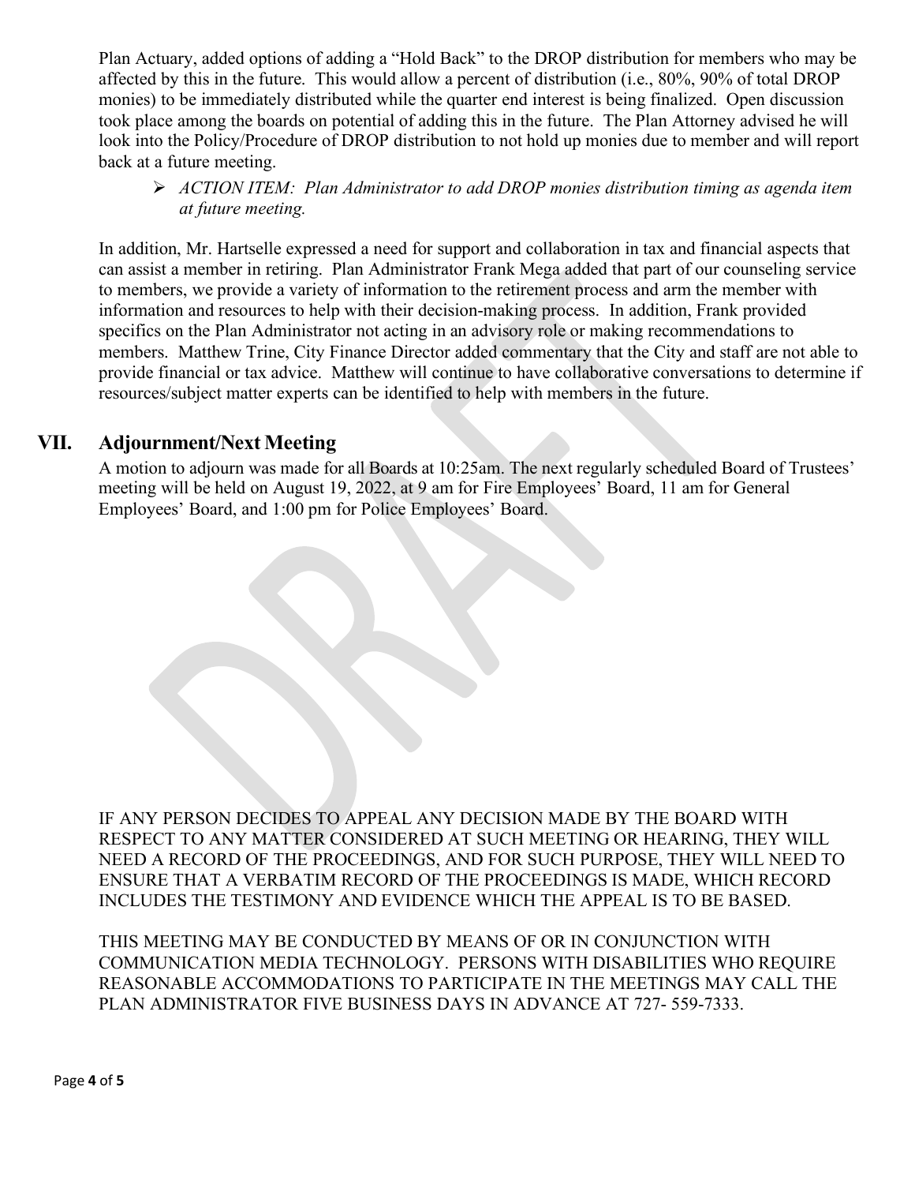Plan Actuary, added options of adding a "Hold Back" to the DROP distribution for members who may be affected by this in the future. This would allow a percent of distribution (i.e., 80%, 90% of total DROP monies) to be immediately distributed while the quarter end interest is being finalized. Open discussion took place among the boards on potential of adding this in the future. The Plan Attorney advised he will look into the Policy/Procedure of DROP distribution to not hold up monies due to member and will report back at a future meeting.

- *ACTION ITEM: Plan Administrator to add DROP monies distribution timing as agenda item at future meeting.*

In addition, Mr. Hartselle expressed a need for support and collaboration in tax and financial aspects that can assist a member in retiring. Plan Administrator Frank Mega added that part of our counseling service to members, we provide a variety of information to the retirement process and arm the member with information and resources to help with their decision-making process. In addition, Frank provided specifics on the Plan Administrator not acting in an advisory role or making recommendations to members. Matthew Trine, City Finance Director added commentary that the City and staff are not able to provide financial or tax advice. Matthew will continue to have collaborative conversations to determine if resources/subject matter experts can be identified to help with members in the future.

## VII. Adjournment/Next Meeting

A motion to adjourn was made for all Boards at 10:25am. The next regularly scheduled Board of Trustees' meeting will be held on August 19, 2022, at 9 am for Fire Employees' Board, 11 am for General Employees' Board, and 1:00 pm for Police Employees' Board.

IF ANY PERSON DECIDES TO APPEAL ANY DECISION MADE BY THE BOARD WITH RESPECT TO ANY MATTER CONSIDERED AT SUCH MEETING OR HEARING, THEY WILL NEED A RECORD OF THE PROCEEDINGS, AND FOR SUCH PURPOSE, THEY WILL NEED TO ENSURE THAT A VERBATIM RECORD OF THE PROCEEDINGS IS MADE, WHICH RECORD INCLUDES THE TESTIMONY AND EVIDENCE WHICH THE APPEAL IS TO BE BASED.

THIS MEETING MAY BE CONDUCTED BY MEANS OF OR IN CONJUNCTION WITH COMMUNICATION MEDIA TECHNOLOGY. PERSONS WITH DISABILITIES WHO REQUIRE REASONABLE ACCOMMODATIONS TO PARTICIPATE IN THE MEETINGS MAY CALL THE PLAN ADMINISTRATOR FIVE BUSINESS DAYS IN ADVANCE AT 727- 559-7333.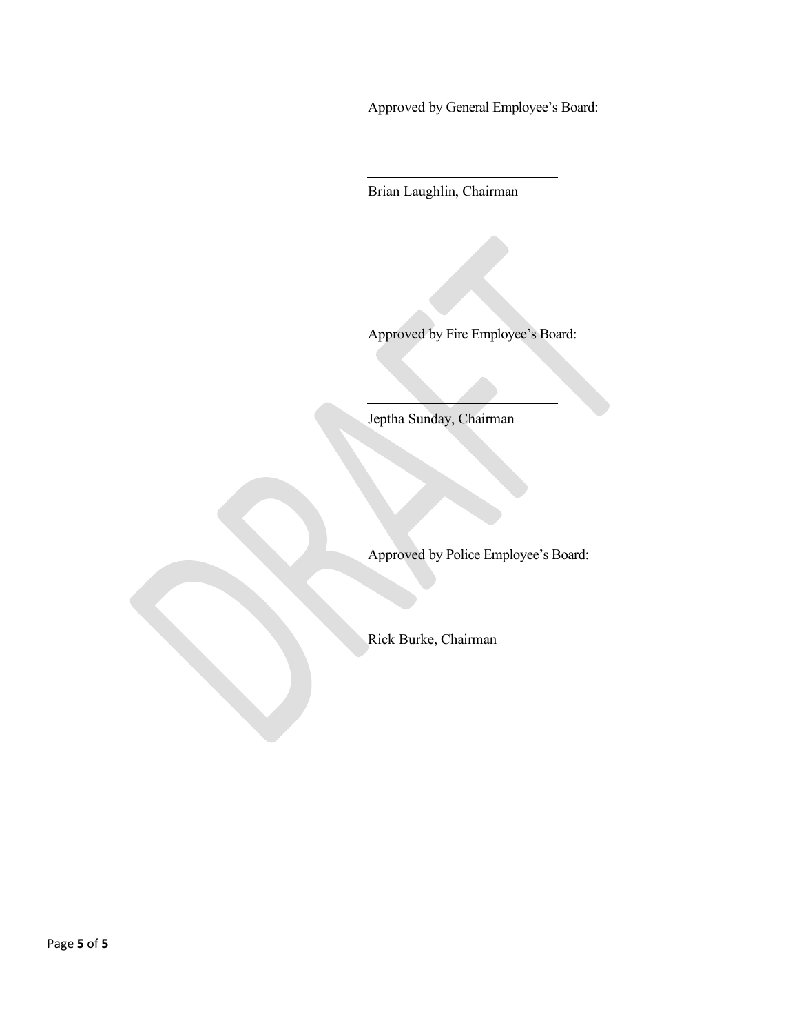Approved by General Employee's Board:

\_\_\_\_\_\_\_\_\_\_\_\_\_\_\_\_\_\_\_\_\_\_\_\_\_\_\_\_

Brian Laughlin, Chairman

Approved by Fire Employee's Board:

\_\_\_\_\_\_\_\_\_\_\_\_\_\_\_\_\_\_\_\_\_\_\_\_\_\_\_\_

Jeptha Sunday, Chairman

Approved by Police Employee's Board:

\_\_\_\_\_\_\_\_\_\_\_\_\_\_\_\_\_\_\_\_\_\_\_\_\_\_\_\_

Rick Burke, Chairman

DRAFT